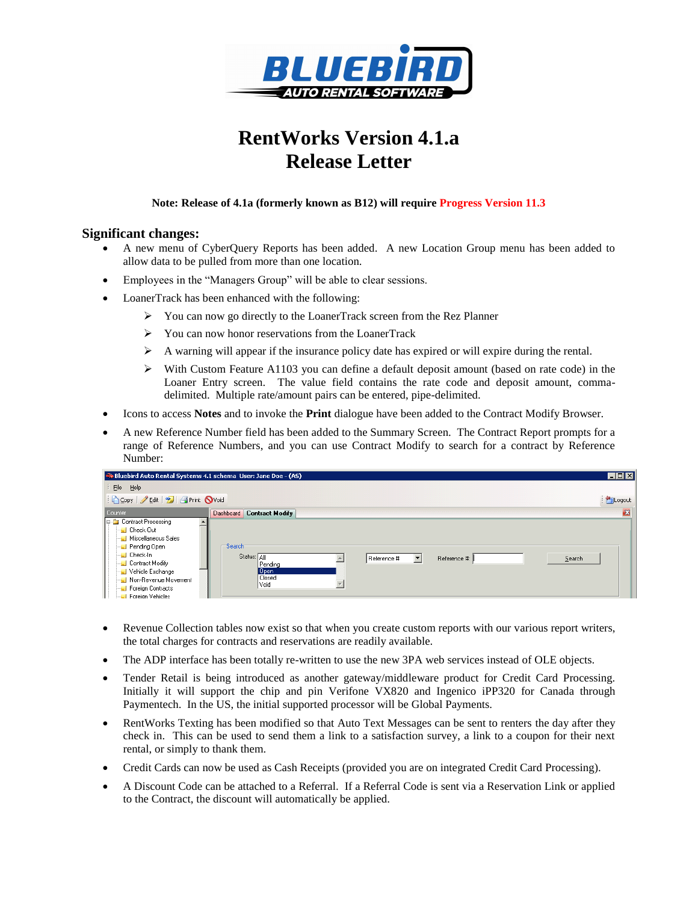# RentWorks Version 4.1.a
# Release Letter

**Note: Release of 4.1a (formerly known as B12) will require Progress Version 11.3**

## Significant changes:

- A new menu of CyberQuery Reports has been added. A new Location Group menu has been added to allow data to be pulled from more than one location.
- Employees in the "Managers Group" will be able to clear sessions.
- LoanerTrack has been enhanced with the following:
  - You can now go directly to the LoanerTrack screen from the Rez Planner
  - You can now honor reservations from the LoanerTrack
  - A warning will appear if the insurance policy date has expired or will expire during the rental.
  - With Custom Feature A1103 you can define a default deposit amount (based on rate code) in the Loaner Entry screen. The value field contains the rate code and deposit amount, comma-delimited. Multiple rate/amount pairs can be entered, pipe-delimited.
- Icons to access **Notes** and to invoke the **Print** dialogue have been added to the Contract Modify Browser.
- A new Reference Number field has been added to the Summary Screen. The Contract Report prompts for a range of Reference Numbers, and you can use Contract Modify to search for a contract by Reference Number:

- Revenue Collection tables now exist so that when you create custom reports with our various report writers, the total charges for contracts and reservations are readily available.
- The ADP interface has been totally re-written to use the new 3PA web services instead of OLE objects.
- Tender Retail is being introduced as another gateway/middleware product for Credit Card Processing. Initially it will support the chip and pin Verifone VX820 and Ingenico iPP320 for Canada through Paymentech. In the US, the initial supported processor will be Global Payments.
- RentWorks Texting has been modified so that Auto Text Messages can be sent to renters the day after they check in. This can be used to send them a link to a satisfaction survey, a link to a coupon for their next rental, or simply to thank them.
- Credit Cards can now be used as Cash Receipts (provided you are on integrated Credit Card Processing).
- A Discount Code can be attached to a Referral. If a Referral Code is sent via a Reservation Link or applied to the Contract, the discount will automatically be applied.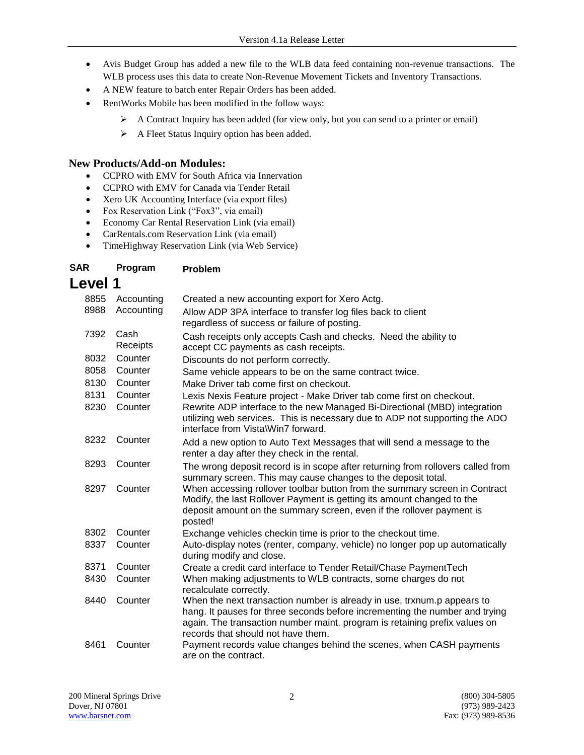- Avis Budget Group has added a new file to the WLB data feed containing non-revenue transactions. The WLB process uses this data to create Non-Revenue Movement Tickets and Inventory Transactions.
- A NEW feature to batch enter Repair Orders has been added.
- RentWorks Mobile has been modified in the follow ways:
  - A Contract Inquiry has been added (for view only, but you can send to a printer or email)
  - A Fleet Status Inquiry option has been added.

## New Products/Add-on Modules:

- CCPRO with EMV for South Africa via Innervation
- CCPRO with EMV for Canada via Tender Retail
- Xero UK Accounting Interface (via export files)
- Fox Reservation Link ("Fox3", via email)
- Economy Car Rental Reservation Link (via email)
- CarRentals.com Reservation Link (via email)
- TimeHighway Reservation Link (via Web Service)

## Level 1

| SAR | Program | Problem |
|---|---|---|
| 8855 | Accounting | Created a new accounting export for Xero Actg. |
| 8988 | Accounting | Allow ADP 3PA interface to transfer log files back to client regardless of success or failure of posting. |
| 7392 | Cash Receipts | Cash receipts only accepts Cash and checks. Need the ability to accept CC payments as cash receipts. |
| 8032 | Counter | Discounts do not perform correctly. |
| 8058 | Counter | Same vehicle appears to be on the same contract twice. |
| 8130 | Counter | Make Driver tab come first on checkout. |
| 8131 | Counter | Lexis Nexis Feature project - Make Driver tab come first on checkout. |
| 8230 | Counter | Rewrite ADP interface to the new Managed Bi-Directional (MBD) integration utilizing web services. This is necessary due to ADP not supporting the ADO interface from Vista\Win7 forward. |
| 8232 | Counter | Add a new option to Auto Text Messages that will send a message to the renter a day after they check in the rental. |
| 8293 | Counter | The wrong deposit record is in scope after returning from rollovers called from summary screen. This may cause changes to the deposit total. |
| 8297 | Counter | When accessing rollover toolbar button from the summary screen in Contract Modify, the last Rollover Payment is getting its amount changed to the deposit amount on the summary screen, even if the rollover payment is posted! |
| 8302 | Counter | Exchange vehicles checkin time is prior to the checkout time. |
| 8337 | Counter | Auto-display notes (renter, company, vehicle) no longer pop up automatically during modify and close. |
| 8371 | Counter | Create a credit card interface to Tender Retail/Chase PaymentTech |
| 8430 | Counter | When making adjustments to WLB contracts, some charges do not recalculate correctly. |
| 8440 | Counter | When the next transaction number is already in use, trxnum.p appears to hang. It pauses for three seconds before incrementing the number and trying again. The transaction number maint. program is retaining prefix values on records that should not have them. |
| 8461 | Counter | Payment records value changes behind the scenes, when CASH payments are on the contract. |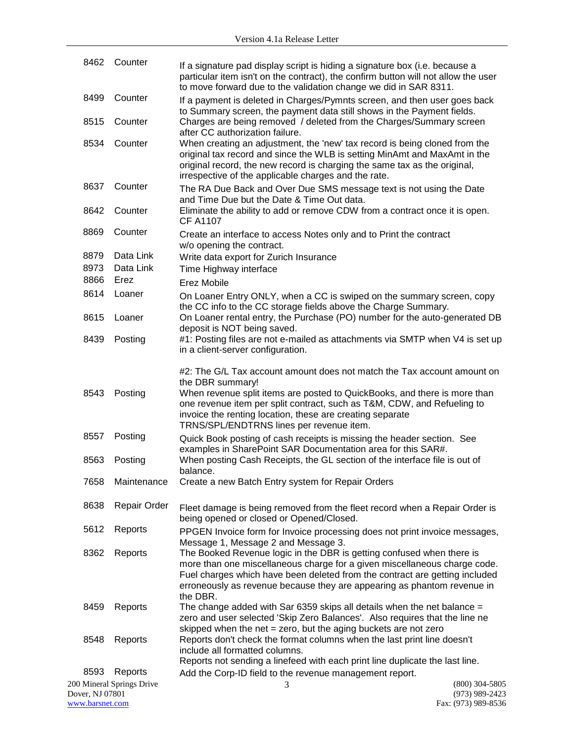| | | |
|---|---|---|
| 8462 | Counter | If a signature pad display script is hiding a signature box (i.e. because a particular item isn't on the contract), the confirm button will not allow the user to move forward due to the validation change we did in SAR 8311. |
| 8499 | Counter | If a payment is deleted in Charges/Pymnts screen, and then user goes back to Summary screen, the payment data still shows in the Payment fields. |
| 8515 | Counter | Charges are being removed / deleted from the Charges/Summary screen after CC authorization failure. |
| 8534 | Counter | When creating an adjustment, the 'new' tax record is being cloned from the original tax record and since the WLB is setting MinAmt and MaxAmt in the original record, the new record is charging the same tax as the original, irrespective of the applicable charges and the rate. |
| 8637 | Counter | The RA Due Back and Over Due SMS message text is not using the Date and Time Due but the Date & Time Out data. |
| 8642 | Counter | Eliminate the ability to add or remove CDW from a contract once it is open. CF A1107 |
| 8869 | Counter | Create an interface to access Notes only and to Print the contract w/o opening the contract. |
| 8879 | Data Link | Write data export for Zurich Insurance |
| 8973 | Data Link | Time Highway interface |
| 8866 | Erez | Erez Mobile |
| 8614 | Loaner | On Loaner Entry ONLY, when a CC is swiped on the summary screen, copy the CC info to the CC storage fields above the Charge Summary. |
| 8615 | Loaner | On Loaner rental entry, the Purchase (PO) number for the auto-generated DB deposit is NOT being saved. |
| 8439 | Posting | #1: Posting files are not e-mailed as attachments via SMTP when V4 is set up in a client-server configuration.<br><br>#2: The G/L Tax account amount does not match the Tax account amount on the DBR summary! |
| 8543 | Posting | When revenue split items are posted to QuickBooks, and there is more than one revenue item per split contract, such as T&M, CDW, and Refueling to invoice the renting location, these are creating separate TRNS/SPL/ENDTRNS lines per revenue item. |
| 8557 | Posting | Quick Book posting of cash receipts is missing the header section. See examples in SharePoint SAR Documentation area for this SAR#. |
| 8563 | Posting | When posting Cash Receipts, the GL section of the interface file is out of balance. |
| 7658 | Maintenance | Create a new Batch Entry system for Repair Orders |
| 8638 | Repair Order | Fleet damage is being removed from the fleet record when a Repair Order is being opened or closed or Opened/Closed. |
| 5612 | Reports | PPGEN Invoice form for Invoice processing does not print invoice messages, Message 1, Message 2 and Message 3. |
| 8362 | Reports | The Booked Revenue logic in the DBR is getting confused when there is more than one miscellaneous charge for a given miscellaneous charge code. Fuel charges which have been deleted from the contract are getting included erroneously as revenue because they are appearing as phantom revenue in the DBR. |
| 8459 | Reports | The change added with Sar 6359 skips all details when the net balance = zero and user selected 'Skip Zero Balances'. Also requires that the line ne skipped when the net = zero, but the aging buckets are not zero |
| 8548 | Reports | Reports don't check the format columns when the last print line doesn't include all formatted columns.<br>Reports not sending a linefeed with each print line duplicate the last line. |
| 8593 | Reports | Add the Corp-ID field to the revenue management report. |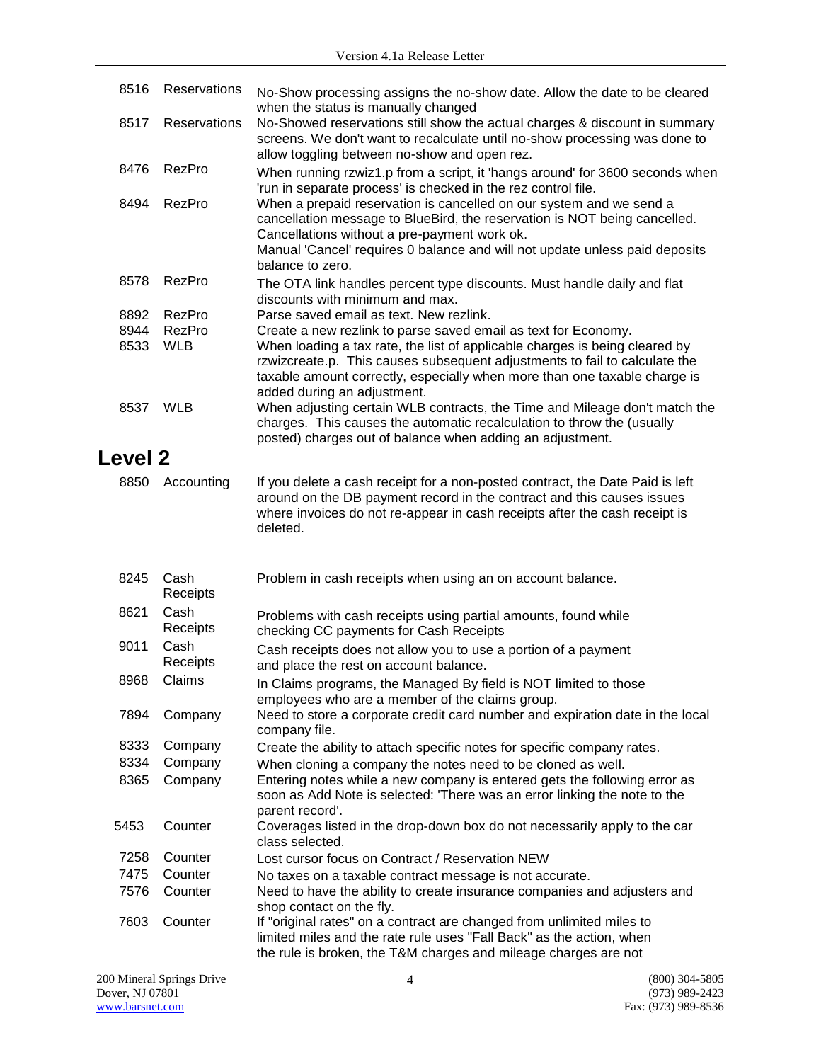| | | |
|---|---|---|
| 8516 | Reservations | No-Show processing assigns the no-show date. Allow the date to be cleared when the status is manually changed |
| 8517 | Reservations | No-Showed reservations still show the actual charges & discount in summary screens. We don't want to recalculate until no-show processing was done to allow toggling between no-show and open rez. |
| 8476 | RezPro | When running rzwiz1.p from a script, it 'hangs around' for 3600 seconds when 'run in separate process' is checked in the rez control file. |
| 8494 | RezPro | When a prepaid reservation is cancelled on our system and we send a cancellation message to BlueBird, the reservation is NOT being cancelled. Cancellations without a pre-payment work ok.<br>Manual 'Cancel' requires 0 balance and will not update unless paid deposits balance to zero. |
| 8578 | RezPro | The OTA link handles percent type discounts. Must handle daily and flat discounts with minimum and max. |
| 8892 | RezPro | Parse saved email as text. New rezlink. |
| 8944 | RezPro | Create a new rezlink to parse saved email as text for Economy. |
| 8533 | WLB | When loading a tax rate, the list of applicable charges is being cleared by rzwizcreate.p. This causes subsequent adjustments to fail to calculate the taxable amount correctly, especially when more than one taxable charge is added during an adjustment. |
| 8537 | WLB | When adjusting certain WLB contracts, the Time and Mileage don't match the charges. This causes the automatic recalculation to throw the (usually posted) charges out of balance when adding an adjustment. |

# Level 2

| | | |
|---|---|---|
| 8850 | Accounting | If you delete a cash receipt for a non-posted contract, the Date Paid is left around on the DB payment record in the contract and this causes issues where invoices do not re-appear in cash receipts after the cash receipt is deleted. |
| 8245 | Cash Receipts | Problem in cash receipts when using an on account balance. |
| 8621 | Cash Receipts | Problems with cash receipts using partial amounts, found while checking CC payments for Cash Receipts |
| 9011 | Cash Receipts | Cash receipts does not allow you to use a portion of a payment and place the rest on account balance. |
| 8968 | Claims | In Claims programs, the Managed By field is NOT limited to those employees who are a member of the claims group. |
| 7894 | Company | Need to store a corporate credit card number and expiration date in the local company file. |
| 8333 | Company | Create the ability to attach specific notes for specific company rates. |
| 8334 | Company | When cloning a company the notes need to be cloned as well. |
| 8365 | Company | Entering notes while a new company is entered gets the following error as soon as Add Note is selected: 'There was an error linking the note to the parent record'. |
| 5453 | Counter | Coverages listed in the drop-down box do not necessarily apply to the car class selected. |
| 7258 | Counter | Lost cursor focus on Contract / Reservation NEW |
| 7475 | Counter | No taxes on a taxable contract message is not accurate. |
| 7576 | Counter | Need to have the ability to create insurance companies and adjusters and shop contact on the fly. |
| 7603 | Counter | If "original rates" on a contract are changed from unlimited miles to limited miles and the rate rule uses "Fall Back" as the action, when the rule is broken, the T&M charges and mileage charges are not |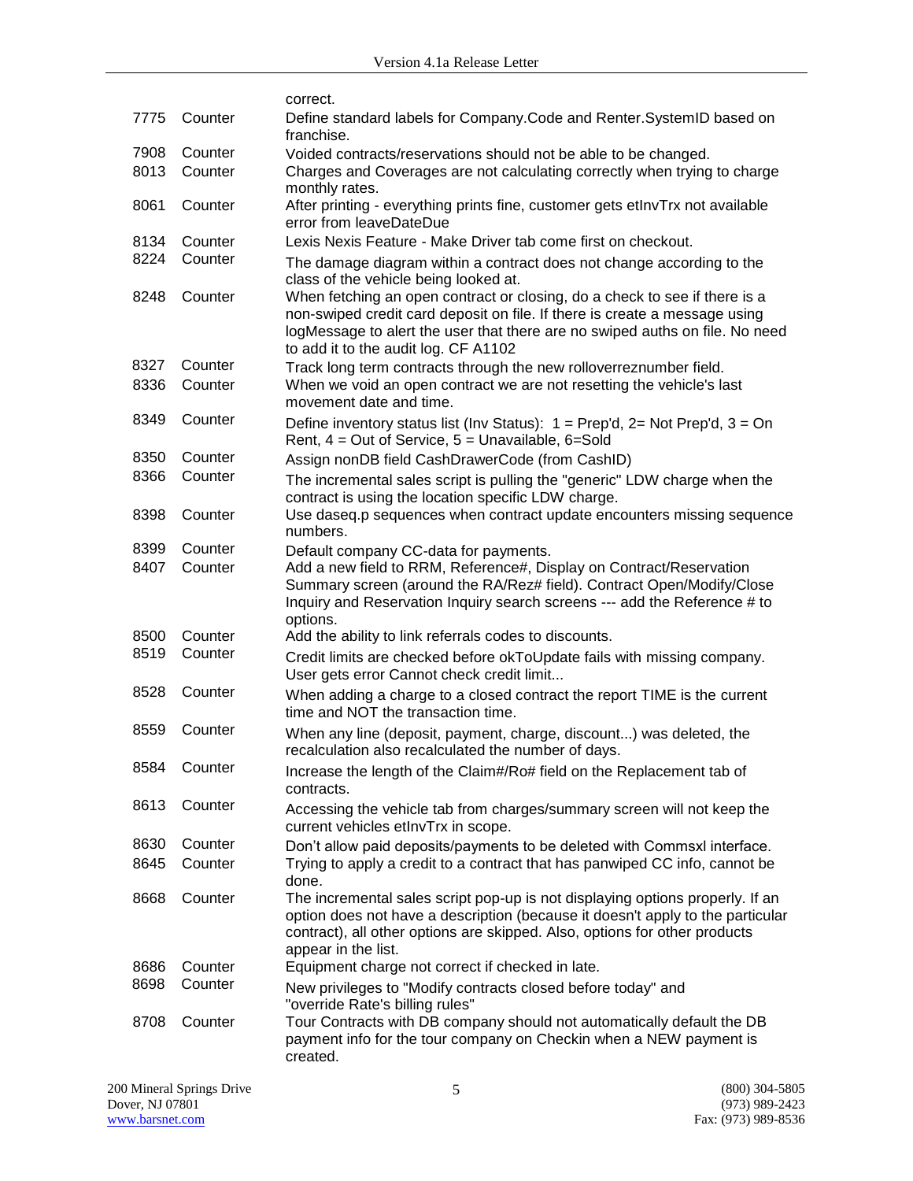| | | correct. |
|---|---|---|
| 7775 | Counter | Define standard labels for Company.Code and Renter.SystemID based on franchise. |
| 7908 | Counter | Voided contracts/reservations should not be able to be changed. |
| 8013 | Counter | Charges and Coverages are not calculating correctly when trying to charge monthly rates. |
| 8061 | Counter | After printing - everything prints fine, customer gets etInvTrx not available error from leaveDateDue |
| 8134 | Counter | Lexis Nexis Feature - Make Driver tab come first on checkout. |
| 8224 | Counter | The damage diagram within a contract does not change according to the class of the vehicle being looked at. |
| 8248 | Counter | When fetching an open contract or closing, do a check to see if there is a non-swiped credit card deposit on file. If there is create a message using logMessage to alert the user that there are no swiped auths on file. No need to add it to the audit log. CF A1102 |
| 8327 | Counter | Track long term contracts through the new rolloverreznumber field. |
| 8336 | Counter | When we void an open contract we are not resetting the vehicle's last movement date and time. |
| 8349 | Counter | Define inventory status list (Inv Status): 1 = Prep'd, 2= Not Prep'd, 3 = On Rent, 4 = Out of Service, 5 = Unavailable, 6=Sold |
| 8350 | Counter | Assign nonDB field CashDrawerCode (from CashID) |
| 8366 | Counter | The incremental sales script is pulling the "generic" LDW charge when the contract is using the location specific LDW charge. |
| 8398 | Counter | Use daseq.p sequences when contract update encounters missing sequence numbers. |
| 8399 | Counter | Default company CC-data for payments. |
| 8407 | Counter | Add a new field to RRM, Reference#, Display on Contract/Reservation Summary screen (around the RA/Rez# field). Contract Open/Modify/Close Inquiry and Reservation Inquiry search screens --- add the Reference # to options. |
| 8500 | Counter | Add the ability to link referrals codes to discounts. |
| 8519 | Counter | Credit limits are checked before okToUpdate fails with missing company. User gets error Cannot check credit limit... |
| 8528 | Counter | When adding a charge to a closed contract the report TIME is the current time and NOT the transaction time. |
| 8559 | Counter | When any line (deposit, payment, charge, discount...) was deleted, the recalculation also recalculated the number of days. |
| 8584 | Counter | Increase the length of the Claim#/Ro# field on the Replacement tab of contracts. |
| 8613 | Counter | Accessing the vehicle tab from charges/summary screen will not keep the current vehicles etInvTrx in scope. |
| 8630 | Counter | Don't allow paid deposits/payments to be deleted with Commsxl interface. |
| 8645 | Counter | Trying to apply a credit to a contract that has panwiped CC info, cannot be done. |
| 8668 | Counter | The incremental sales script pop-up is not displaying options properly. If an option does not have a description (because it doesn't apply to the particular contract), all other options are skipped. Also, options for other products appear in the list. |
| 8686 | Counter | Equipment charge not correct if checked in late. |
| 8698 | Counter | New privileges to "Modify contracts closed before today" and "override Rate's billing rules" |
| 8708 | Counter | Tour Contracts with DB company should not automatically default the DB payment info for the tour company on Checkin when a NEW payment is created. |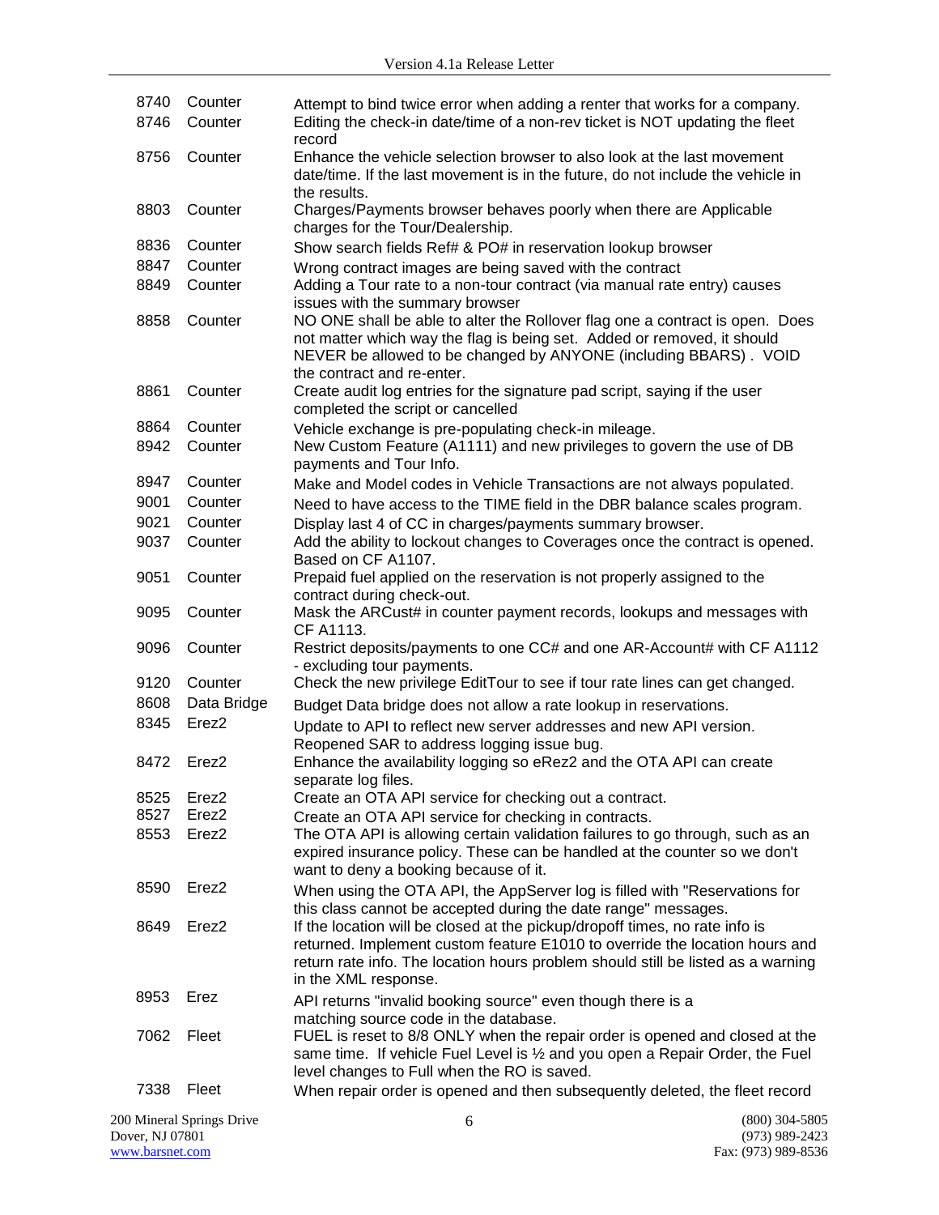| | | |
|---|---|---|
| 8740 | Counter | Attempt to bind twice error when adding a renter that works for a company. |
| 8746 | Counter | Editing the check-in date/time of a non-rev ticket is NOT updating the fleet record |
| 8756 | Counter | Enhance the vehicle selection browser to also look at the last movement date/time. If the last movement is in the future, do not include the vehicle in the results. |
| 8803 | Counter | Charges/Payments browser behaves poorly when there are Applicable charges for the Tour/Dealership. |
| 8836 | Counter | Show search fields Ref# & PO# in reservation lookup browser |
| 8847 | Counter | Wrong contract images are being saved with the contract |
| 8849 | Counter | Adding a Tour rate to a non-tour contract (via manual rate entry) causes issues with the summary browser |
| 8858 | Counter | NO ONE shall be able to alter the Rollover flag one a contract is open. Does not matter which way the flag is being set. Added or removed, it should NEVER be allowed to be changed by ANYONE (including BBARS) . VOID the contract and re-enter. |
| 8861 | Counter | Create audit log entries for the signature pad script, saying if the user completed the script or cancelled |
| 8864 | Counter | Vehicle exchange is pre-populating check-in mileage. |
| 8942 | Counter | New Custom Feature (A1111) and new privileges to govern the use of DB payments and Tour Info. |
| 8947 | Counter | Make and Model codes in Vehicle Transactions are not always populated. |
| 9001 | Counter | Need to have access to the TIME field in the DBR balance scales program. |
| 9021 | Counter | Display last 4 of CC in charges/payments summary browser. |
| 9037 | Counter | Add the ability to lockout changes to Coverages once the contract is opened. Based on CF A1107. |
| 9051 | Counter | Prepaid fuel applied on the reservation is not properly assigned to the contract during check-out. |
| 9095 | Counter | Mask the ARCust# in counter payment records, lookups and messages with CF A1113. |
| 9096 | Counter | Restrict deposits/payments to one CC# and one AR-Account# with CF A1112 - excluding tour payments. |
| 9120 | Counter | Check the new privilege EditTour to see if tour rate lines can get changed. |
| 8608 | Data Bridge | Budget Data bridge does not allow a rate lookup in reservations. |
| 8345 | Erez2 | Update to API to reflect new server addresses and new API version. Reopened SAR to address logging issue bug. |
| 8472 | Erez2 | Enhance the availability logging so eRez2 and the OTA API can create separate log files. |
| 8525 | Erez2 | Create an OTA API service for checking out a contract. |
| 8527 | Erez2 | Create an OTA API service for checking in contracts. |
| 8553 | Erez2 | The OTA API is allowing certain validation failures to go through, such as an expired insurance policy. These can be handled at the counter so we don't want to deny a booking because of it. |
| 8590 | Erez2 | When using the OTA API, the AppServer log is filled with "Reservations for this class cannot be accepted during the date range" messages. |
| 8649 | Erez2 | If the location will be closed at the pickup/dropoff times, no rate info is returned. Implement custom feature E1010 to override the location hours and return rate info. The location hours problem should still be listed as a warning in the XML response. |
| 8953 | Erez | API returns "invalid booking source" even though there is a matching source code in the database. |
| 7062 | Fleet | FUEL is reset to 8/8 ONLY when the repair order is opened and closed at the same time. If vehicle Fuel Level is ½ and you open a Repair Order, the Fuel level changes to Full when the RO is saved. |
| 7338 | Fleet | When repair order is opened and then subsequently deleted, the fleet record |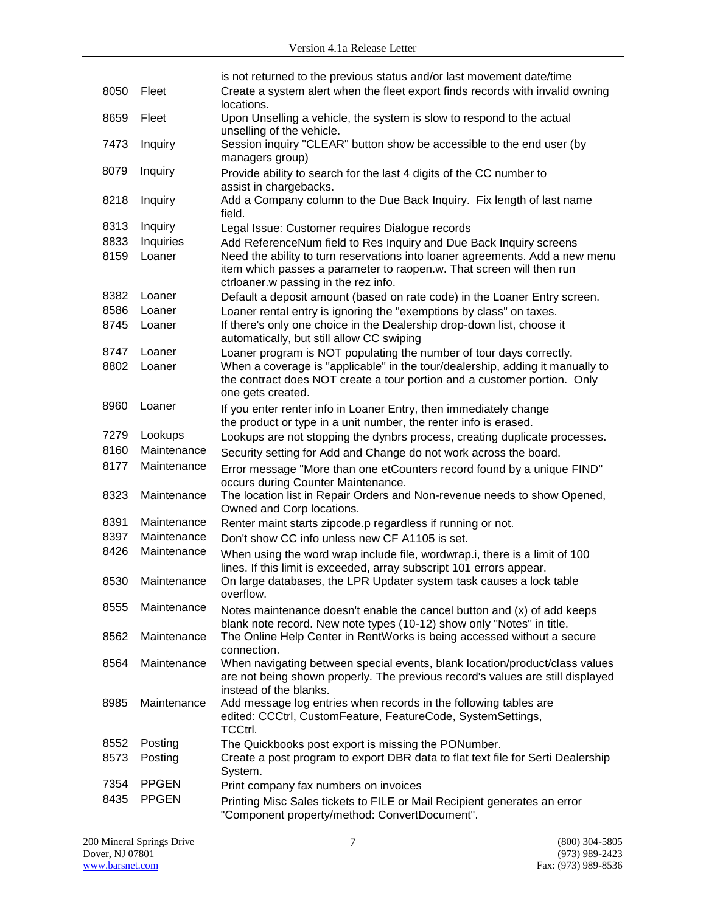| | | |
|---|---|---|
| | | is not returned to the previous status and/or last movement date/time |
| 8050 | Fleet | Create a system alert when the fleet export finds records with invalid owning locations. |
| 8659 | Fleet | Upon Unselling a vehicle, the system is slow to respond to the actual unselling of the vehicle. |
| 7473 | Inquiry | Session inquiry "CLEAR" button show be accessible to the end user (by managers group) |
| 8079 | Inquiry | Provide ability to search for the last 4 digits of the CC number to assist in chargebacks. |
| 8218 | Inquiry | Add a Company column to the Due Back Inquiry. Fix length of last name field. |
| 8313 | Inquiry | Legal Issue: Customer requires Dialogue records |
| 8833 | Inquiries | Add ReferenceNum field to Res Inquiry and Due Back Inquiry screens |
| 8159 | Loaner | Need the ability to turn reservations into loaner agreements. Add a new menu item which passes a parameter to raopen.w. That screen will then run ctrloaner.w passing in the rez info. |
| 8382 | Loaner | Default a deposit amount (based on rate code) in the Loaner Entry screen. |
| 8586 | Loaner | Loaner rental entry is ignoring the "exemptions by class" on taxes. |
| 8745 | Loaner | If there's only one choice in the Dealership drop-down list, choose it automatically, but still allow CC swiping |
| 8747 | Loaner | Loaner program is NOT populating the number of tour days correctly. |
| 8802 | Loaner | When a coverage is "applicable" in the tour/dealership, adding it manually to the contract does NOT create a tour portion and a customer portion. Only one gets created. |
| 8960 | Loaner | If you enter renter info in Loaner Entry, then immediately change the product or type in a unit number, the renter info is erased. |
| 7279 | Lookups | Lookups are not stopping the dynbrs process, creating duplicate processes. |
| 8160 | Maintenance | Security setting for Add and Change do not work across the board. |
| 8177 | Maintenance | Error message "More than one etCounters record found by a unique FIND" occurs during Counter Maintenance. |
| 8323 | Maintenance | The location list in Repair Orders and Non-revenue needs to show Opened, Owned and Corp locations. |
| 8391 | Maintenance | Renter maint starts zipcode.p regardless if running or not. |
| 8397 | Maintenance | Don't show CC info unless new CF A1105 is set. |
| 8426 | Maintenance | When using the word wrap include file, wordwrap.i, there is a limit of 100 lines. If this limit is exceeded, array subscript 101 errors appear. |
| 8530 | Maintenance | On large databases, the LPR Updater system task causes a lock table overflow. |
| 8555 | Maintenance | Notes maintenance doesn't enable the cancel button and (x) of add keeps blank note record. New note types (10-12) show only "Notes" in title. |
| 8562 | Maintenance | The Online Help Center in RentWorks is being accessed without a secure connection. |
| 8564 | Maintenance | When navigating between special events, blank location/product/class values are not being shown properly. The previous record's values are still displayed instead of the blanks. |
| 8985 | Maintenance | Add message log entries when records in the following tables are edited: CCCtrl, CustomFeature, FeatureCode, SystemSettings, TCCtrl. |
| 8552 | Posting | The Quickbooks post export is missing the PONumber. |
| 8573 | Posting | Create a post program to export DBR data to flat text file for Serti Dealership System. |
| 7354 | PPGEN | Print company fax numbers on invoices |
| 8435 | PPGEN | Printing Misc Sales tickets to FILE or Mail Recipient generates an error "Component property/method: ConvertDocument". |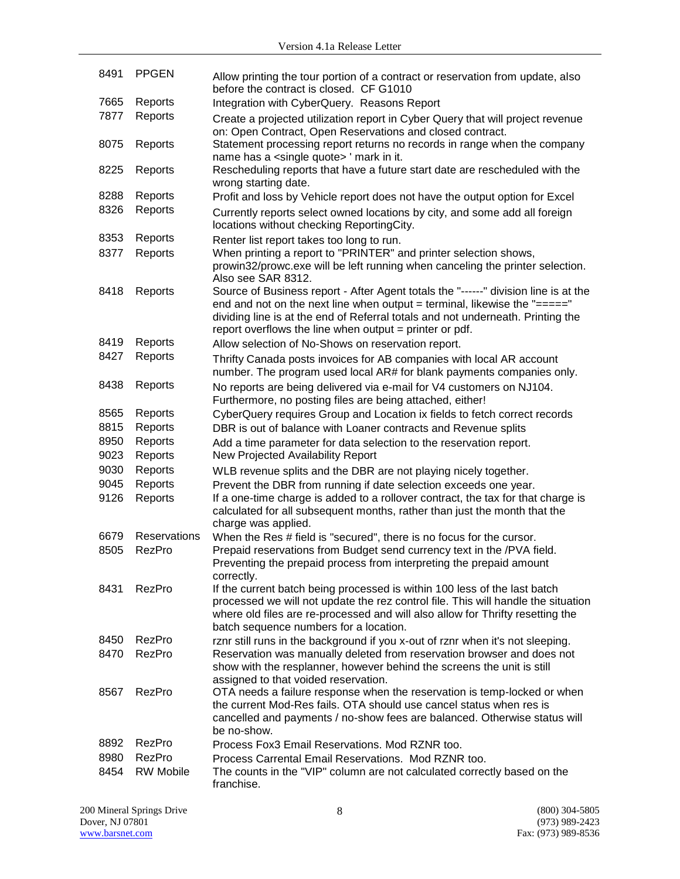| | | |
|---|---|---|
| 8491 | PPGEN | Allow printing the tour portion of a contract or reservation from update, also before the contract is closed. CF G1010 |
| 7665 | Reports | Integration with CyberQuery. Reasons Report |
| 7877 | Reports | Create a projected utilization report in Cyber Query that will project revenue on: Open Contract, Open Reservations and closed contract. |
| 8075 | Reports | Statement processing report returns no records in range when the company name has a <single quote> ' mark in it. |
| 8225 | Reports | Rescheduling reports that have a future start date are rescheduled with the wrong starting date. |
| 8288 | Reports | Profit and loss by Vehicle report does not have the output option for Excel |
| 8326 | Reports | Currently reports select owned locations by city, and some add all foreign locations without checking ReportingCity. |
| 8353 | Reports | Renter list report takes too long to run. |
| 8377 | Reports | When printing a report to "PRINTER" and printer selection shows, prowin32/prowc.exe will be left running when canceling the printer selection. Also see SAR 8312. |
| 8418 | Reports | Source of Business report - After Agent totals the "------" division line is at the end and not on the next line when output = terminal, likewise the "=====" dividing line is at the end of Referral totals and not underneath. Printing the report overflows the line when output = printer or pdf. |
| 8419 | Reports | Allow selection of No-Shows on reservation report. |
| 8427 | Reports | Thrifty Canada posts invoices for AB companies with local AR account number. The program used local AR# for blank payments companies only. |
| 8438 | Reports | No reports are being delivered via e-mail for V4 customers on NJ104. Furthermore, no posting files are being attached, either! |
| 8565 | Reports | CyberQuery requires Group and Location ix fields to fetch correct records |
| 8815 | Reports | DBR is out of balance with Loaner contracts and Revenue splits |
| 8950 | Reports | Add a time parameter for data selection to the reservation report. |
| 9023 | Reports | New Projected Availability Report |
| 9030 | Reports | WLB revenue splits and the DBR are not playing nicely together. |
| 9045 | Reports | Prevent the DBR from running if date selection exceeds one year. |
| 9126 | Reports | If a one-time charge is added to a rollover contract, the tax for that charge is calculated for all subsequent months, rather than just the month that the charge was applied. |
| 6679 | Reservations | When the Res # field is "secured", there is no focus for the cursor. |
| 8505 | RezPro | Prepaid reservations from Budget send currency text in the /PVA field. Preventing the prepaid process from interpreting the prepaid amount correctly. |
| 8431 | RezPro | If the current batch being processed is within 100 less of the last batch processed we will not update the rez control file. This will handle the situation where old files are re-processed and will also allow for Thrifty resetting the batch sequence numbers for a location. |
| 8450 | RezPro | rznr still runs in the background if you x-out of rznr when it's not sleeping. |
| 8470 | RezPro | Reservation was manually deleted from reservation browser and does not show with the resplanner, however behind the screens the unit is still assigned to that voided reservation. |
| 8567 | RezPro | OTA needs a failure response when the reservation is temp-locked or when the current Mod-Res fails. OTA should use cancel status when res is cancelled and payments / no-show fees are balanced. Otherwise status will be no-show. |
| 8892 | RezPro | Process Fox3 Email Reservations. Mod RZNR too. |
| 8980 | RezPro | Process Carrental Email Reservations. Mod RZNR too. |
| 8454 | RW Mobile | The counts in the "VIP" column are not calculated correctly based on the franchise. |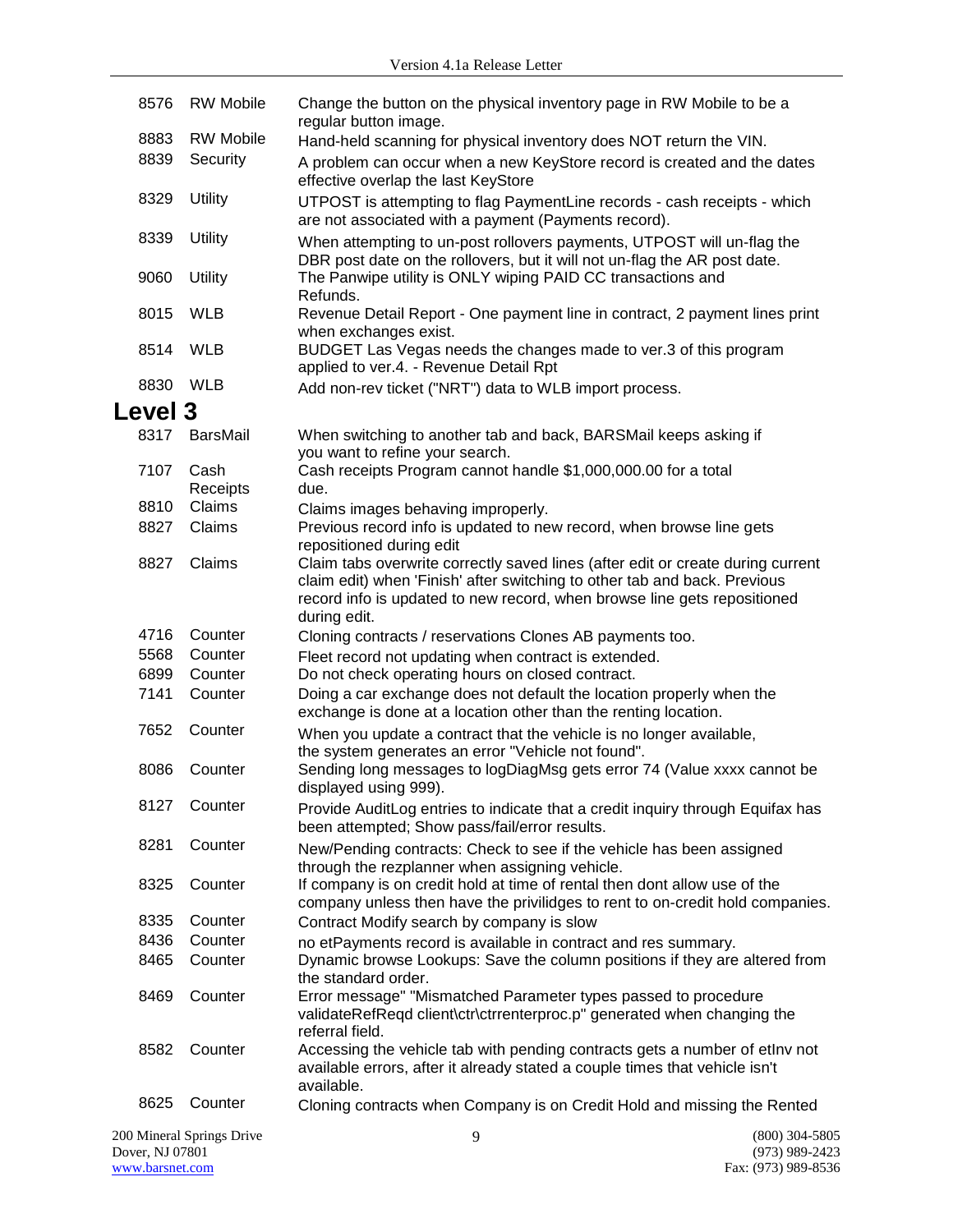| | | |
|---|---|---|
| 8576 | RW Mobile | Change the button on the physical inventory page in RW Mobile to be a regular button image. |
| 8883 | RW Mobile | Hand-held scanning for physical inventory does NOT return the VIN. |
| 8839 | Security | A problem can occur when a new KeyStore record is created and the dates effective overlap the last KeyStore |
| 8329 | Utility | UTPOST is attempting to flag PaymentLine records - cash receipts - which are not associated with a payment (Payments record). |
| 8339 | Utility | When attempting to un-post rollovers payments, UTPOST will un-flag the DBR post date on the rollovers, but it will not un-flag the AR post date. |
| 9060 | Utility | The Panwipe utility is ONLY wiping PAID CC transactions and Refunds. |
| 8015 | WLB | Revenue Detail Report - One payment line in contract, 2 payment lines print when exchanges exist. |
| 8514 | WLB | BUDGET Las Vegas needs the changes made to ver.3 of this program applied to ver.4. - Revenue Detail Rpt |
| 8830 | WLB | Add non-rev ticket ("NRT") data to WLB import process. |

## Level 3

| | | |
|---|---|---|
| 8317 | BarsMail | When switching to another tab and back, BARSMail keeps asking if you want to refine your search. |
| 7107 | Cash Receipts | Cash receipts Program cannot handle $1,000,000.00 for a total due. |
| 8810 | Claims | Claims images behaving improperly. |
| 8827 | Claims | Previous record info is updated to new record, when browse line gets repositioned during edit |
| 8827 | Claims | Claim tabs overwrite correctly saved lines (after edit or create during current claim edit) when 'Finish' after switching to other tab and back. Previous record info is updated to new record, when browse line gets repositioned during edit. |
| 4716 | Counter | Cloning contracts / reservations Clones AB payments too. |
| 5568 | Counter | Fleet record not updating when contract is extended. |
| 6899 | Counter | Do not check operating hours on closed contract. |
| 7141 | Counter | Doing a car exchange does not default the location properly when the exchange is done at a location other than the renting location. |
| 7652 | Counter | When you update a contract that the vehicle is no longer available, the system generates an error "Vehicle not found". |
| 8086 | Counter | Sending long messages to logDiagMsg gets error 74 (Value xxxx cannot be displayed using 999). |
| 8127 | Counter | Provide AuditLog entries to indicate that a credit inquiry through Equifax has been attempted; Show pass/fail/error results. |
| 8281 | Counter | New/Pending contracts: Check to see if the vehicle has been assigned through the rezplanner when assigning vehicle. |
| 8325 | Counter | If company is on credit hold at time of rental then dont allow use of the company unless then have the privilidges to rent to on-credit hold companies. |
| 8335 | Counter | Contract Modify search by company is slow |
| 8436 | Counter | no etPayments record is available in contract and res summary. |
| 8465 | Counter | Dynamic browse Lookups: Save the column positions if they are altered from the standard order. |
| 8469 | Counter | Error message" "Mismatched Parameter types passed to procedure validateRefReqd client\ctr\ctrrenterproc.p" generated when changing the referral field. |
| 8582 | Counter | Accessing the vehicle tab with pending contracts gets a number of etInv not available errors, after it already stated a couple times that vehicle isn't available. |
| 8625 | Counter | Cloning contracts when Company is on Credit Hold and missing the Rented |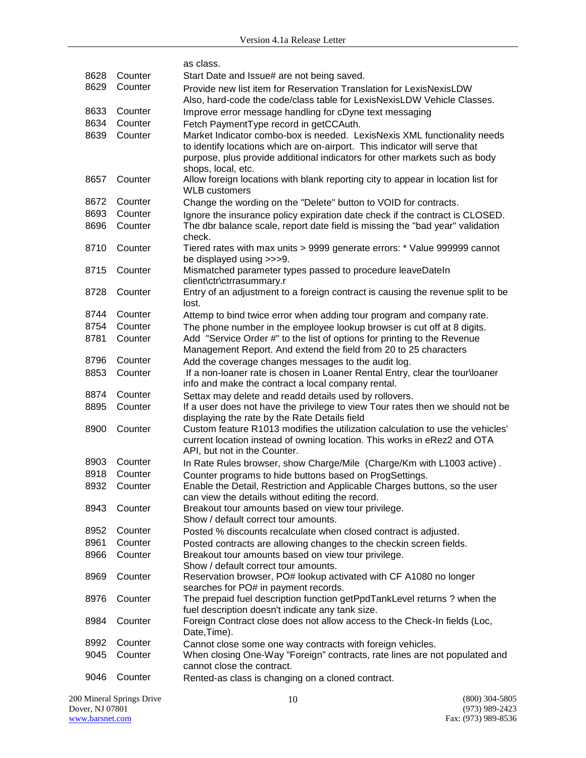| | | as class. |
|---|---|---|
| 8628 | Counter | Start Date and Issue# are not being saved. |
| 8629 | Counter | Provide new list item for Reservation Translation for LexisNexisLDW Also, hard-code the code/class table for LexisNexisLDW Vehicle Classes. |
| 8633 | Counter | Improve error message handling for cDyne text messaging |
| 8634 | Counter | Fetch PaymentType record in getCCAuth. |
| 8639 | Counter | Market Indicator combo-box is needed. LexisNexis XML functionality needs to identify locations which are on-airport. This indicator will serve that purpose, plus provide additional indicators for other markets such as body shops, local, etc. |
| 8657 | Counter | Allow foreign locations with blank reporting city to appear in location list for WLB customers |
| 8672 | Counter | Change the wording on the "Delete" button to VOID for contracts. |
| 8693 | Counter | Ignore the insurance policy expiration date check if the contract is CLOSED. |
| 8696 | Counter | The dbr balance scale, report date field is missing the "bad year" validation check. |
| 8710 | Counter | Tiered rates with max units > 9999 generate errors: * Value 999999 cannot be displayed using >>>9. |
| 8715 | Counter | Mismatched parameter types passed to procedure leaveDateIn client\ctr\ctrrasummary.r |
| 8728 | Counter | Entry of an adjustment to a foreign contract is causing the revenue split to be lost. |
| 8744 | Counter | Attemp to bind twice error when adding tour program and company rate. |
| 8754 | Counter | The phone number in the employee lookup browser is cut off at 8 digits. |
| 8781 | Counter | Add "Service Order #" to the list of options for printing to the Revenue Management Report. And extend the field from 20 to 25 characters |
| 8796 | Counter | Add the coverage changes messages to the audit log. |
| 8853 | Counter | If a non-loaner rate is chosen in Loaner Rental Entry, clear the tour\loaner info and make the contract a local company rental. |
| 8874 | Counter | Settax may delete and readd details used by rollovers. |
| 8895 | Counter | If a user does not have the privilege to view Tour rates then we should not be displaying the rate by the Rate Details field |
| 8900 | Counter | Custom feature R1013 modifies the utilization calculation to use the vehicles' current location instead of owning location. This works in eRez2 and OTA API, but not in the Counter. |
| 8903 | Counter | In Rate Rules browser, show Charge/Mile (Charge/Km with L1003 active) . |
| 8918 | Counter | Counter programs to hide buttons based on ProgSettings. |
| 8932 | Counter | Enable the Detail, Restriction and Applicable Charges buttons, so the user can view the details without editing the record. |
| 8943 | Counter | Breakout tour amounts based on view tour privilege. Show / default correct tour amounts. |
| 8952 | Counter | Posted % discounts recalculate when closed contract is adjusted. |
| 8961 | Counter | Posted contracts are allowing changes to the checkin screen fields. |
| 8966 | Counter | Breakout tour amounts based on view tour privilege. Show / default correct tour amounts. |
| 8969 | Counter | Reservation browser, PO# lookup activated with CF A1080 no longer searches for PO# in payment records. |
| 8976 | Counter | The prepaid fuel description function getPpdTankLevel returns ? when the fuel description doesn't indicate any tank size. |
| 8984 | Counter | Foreign Contract close does not allow access to the Check-In fields (Loc, Date,Time). |
| 8992 | Counter | Cannot close some one way contracts with foreign vehicles. |
| 9045 | Counter | When closing One-Way "Foreign" contracts, rate lines are not populated and cannot close the contract. |
| 9046 | Counter | Rented-as class is changing on a cloned contract. |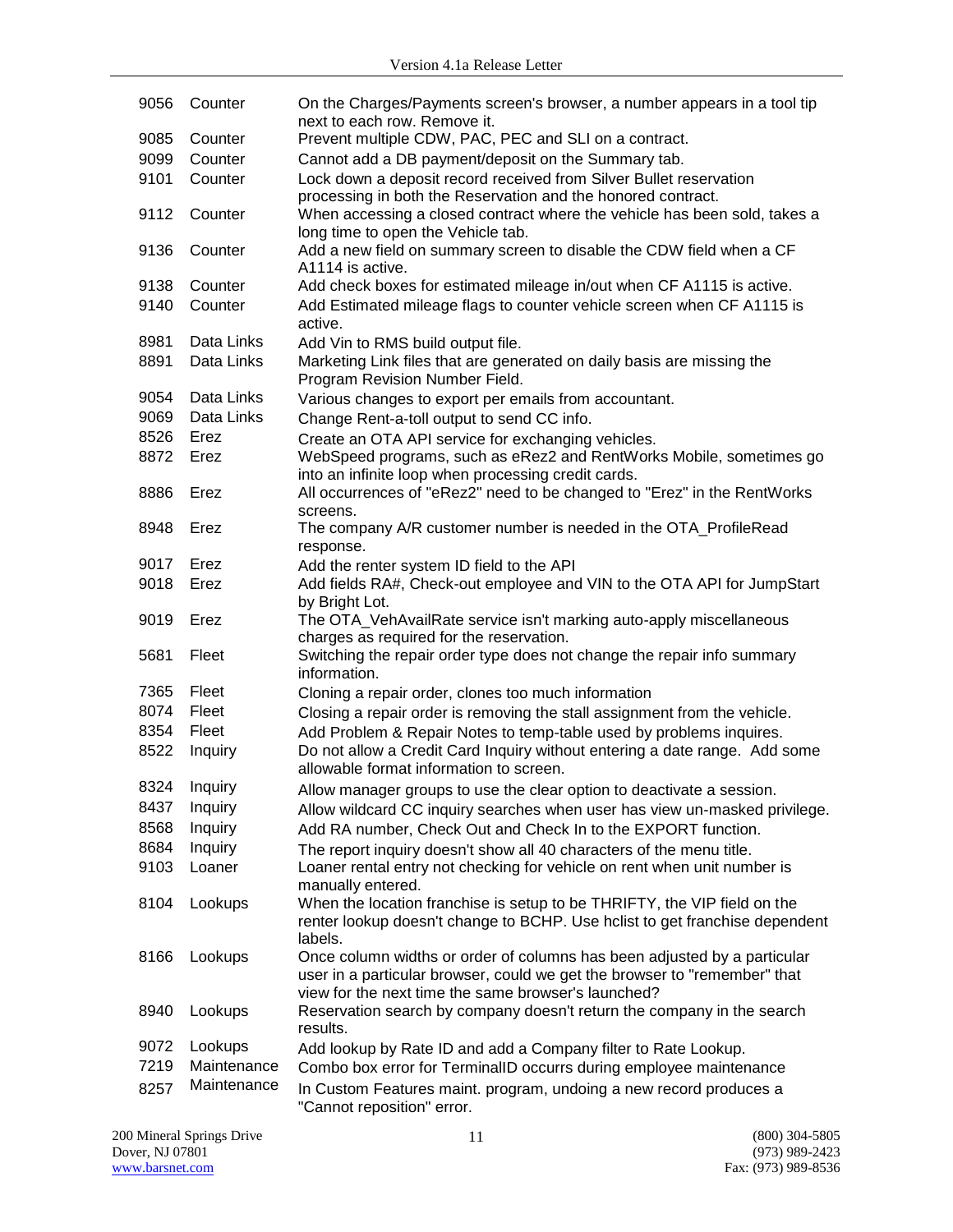| | | |
|---|---|---|
| 9056 | Counter | On the Charges/Payments screen's browser, a number appears in a tool tip next to each row. Remove it. |
| 9085 | Counter | Prevent multiple CDW, PAC, PEC and SLI on a contract. |
| 9099 | Counter | Cannot add a DB payment/deposit on the Summary tab. |
| 9101 | Counter | Lock down a deposit record received from Silver Bullet reservation processing in both the Reservation and the honored contract. |
| 9112 | Counter | When accessing a closed contract where the vehicle has been sold, takes a long time to open the Vehicle tab. |
| 9136 | Counter | Add a new field on summary screen to disable the CDW field when a CF A1114 is active. |
| 9138 | Counter | Add check boxes for estimated mileage in/out when CF A1115 is active. |
| 9140 | Counter | Add Estimated mileage flags to counter vehicle screen when CF A1115 is active. |
| 8981 | Data Links | Add Vin to RMS build output file. |
| 8891 | Data Links | Marketing Link files that are generated on daily basis are missing the Program Revision Number Field. |
| 9054 | Data Links | Various changes to export per emails from accountant. |
| 9069 | Data Links | Change Rent-a-toll output to send CC info. |
| 8526 | Erez | Create an OTA API service for exchanging vehicles. |
| 8872 | Erez | WebSpeed programs, such as eRez2 and RentWorks Mobile, sometimes go into an infinite loop when processing credit cards. |
| 8886 | Erez | All occurrences of "eRez2" need to be changed to "Erez" in the RentWorks screens. |
| 8948 | Erez | The company A/R customer number is needed in the OTA_ProfileRead response. |
| 9017 | Erez | Add the renter system ID field to the API |
| 9018 | Erez | Add fields RA#, Check-out employee and VIN to the OTA API for JumpStart by Bright Lot. |
| 9019 | Erez | The OTA_VehAvailRate service isn't marking auto-apply miscellaneous charges as required for the reservation. |
| 5681 | Fleet | Switching the repair order type does not change the repair info summary information. |
| 7365 | Fleet | Cloning a repair order, clones too much information |
| 8074 | Fleet | Closing a repair order is removing the stall assignment from the vehicle. |
| 8354 | Fleet | Add Problem & Repair Notes to temp-table used by problems inquires. |
| 8522 | Inquiry | Do not allow a Credit Card Inquiry without entering a date range. Add some allowable format information to screen. |
| 8324 | Inquiry | Allow manager groups to use the clear option to deactivate a session. |
| 8437 | Inquiry | Allow wildcard CC inquiry searches when user has view un-masked privilege. |
| 8568 | Inquiry | Add RA number, Check Out and Check In to the EXPORT function. |
| 8684 | Inquiry | The report inquiry doesn't show all 40 characters of the menu title. |
| 9103 | Loaner | Loaner rental entry not checking for vehicle on rent when unit number is manually entered. |
| 8104 | Lookups | When the location franchise is setup to be THRIFTY, the VIP field on the renter lookup doesn't change to BCHP. Use hclist to get franchise dependent labels. |
| 8166 | Lookups | Once column widths or order of columns has been adjusted by a particular user in a particular browser, could we get the browser to "remember" that view for the next time the same browser's launched? |
| 8940 | Lookups | Reservation search by company doesn't return the company in the search results. |
| 9072 | Lookups | Add lookup by Rate ID and add a Company filter to Rate Lookup. |
| 7219 | Maintenance | Combo box error for TerminalID occurrs during employee maintenance |
| 8257 | Maintenance | In Custom Features maint. program, undoing a new record produces a "Cannot reposition" error. |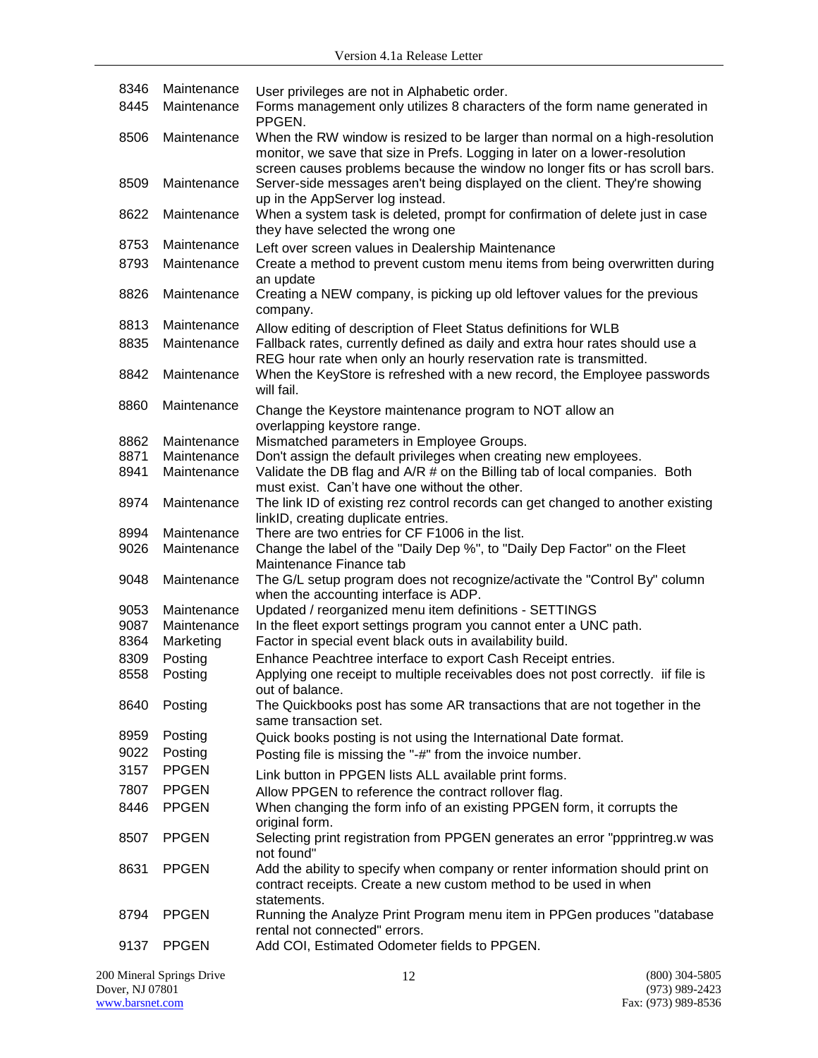| | | |
|---|---|---|
| 8346 | Maintenance | User privileges are not in Alphabetic order. |
| 8445 | Maintenance | Forms management only utilizes 8 characters of the form name generated in PPGEN. |
| 8506 | Maintenance | When the RW window is resized to be larger than normal on a high-resolution monitor, we save that size in Prefs. Logging in later on a lower-resolution screen causes problems because the window no longer fits or has scroll bars. |
| 8509 | Maintenance | Server-side messages aren't being displayed on the client. They're showing up in the AppServer log instead. |
| 8622 | Maintenance | When a system task is deleted, prompt for confirmation of delete just in case they have selected the wrong one |
| 8753 | Maintenance | Left over screen values in Dealership Maintenance |
| 8793 | Maintenance | Create a method to prevent custom menu items from being overwritten during an update |
| 8826 | Maintenance | Creating a NEW company, is picking up old leftover values for the previous company. |
| 8813 | Maintenance | Allow editing of description of Fleet Status definitions for WLB |
| 8835 | Maintenance | Fallback rates, currently defined as daily and extra hour rates should use a REG hour rate when only an hourly reservation rate is transmitted. |
| 8842 | Maintenance | When the KeyStore is refreshed with a new record, the Employee passwords will fail. |
| 8860 | Maintenance | Change the Keystore maintenance program to NOT allow an overlapping keystore range. |
| 8862 | Maintenance | Mismatched parameters in Employee Groups. |
| 8871 | Maintenance | Don't assign the default privileges when creating new employees. |
| 8941 | Maintenance | Validate the DB flag and A/R # on the Billing tab of local companies. Both must exist. Can't have one without the other. |
| 8974 | Maintenance | The link ID of existing rez control records can get changed to another existing linkID, creating duplicate entries. |
| 8994 | Maintenance | There are two entries for CF F1006 in the list. |
| 9026 | Maintenance | Change the label of the "Daily Dep %", to "Daily Dep Factor" on the Fleet Maintenance Finance tab |
| 9048 | Maintenance | The G/L setup program does not recognize/activate the "Control By" column when the accounting interface is ADP. |
| 9053 | Maintenance | Updated / reorganized menu item definitions - SETTINGS |
| 9087 | Maintenance | In the fleet export settings program you cannot enter a UNC path. |
| 8364 | Marketing | Factor in special event black outs in availability build. |
| 8309 | Posting | Enhance Peachtree interface to export Cash Receipt entries. |
| 8558 | Posting | Applying one receipt to multiple receivables does not post correctly. iif file is out of balance. |
| 8640 | Posting | The Quickbooks post has some AR transactions that are not together in the same transaction set. |
| 8959 | Posting | Quick books posting is not using the International Date format. |
| 9022 | Posting | Posting file is missing the "-#" from the invoice number. |
| 3157 | PPGEN | Link button in PPGEN lists ALL available print forms. |
| 7807 | PPGEN | Allow PPGEN to reference the contract rollover flag. |
| 8446 | PPGEN | When changing the form info of an existing PPGEN form, it corrupts the original form. |
| 8507 | PPGEN | Selecting print registration from PPGEN generates an error "ppprintreg.w was not found" |
| 8631 | PPGEN | Add the ability to specify when company or renter information should print on contract receipts. Create a new custom method to be used in when statements. |
| 8794 | PPGEN | Running the Analyze Print Program menu item in PPGen produces "database rental not connected" errors. |
| 9137 | PPGEN | Add COI, Estimated Odometer fields to PPGEN. |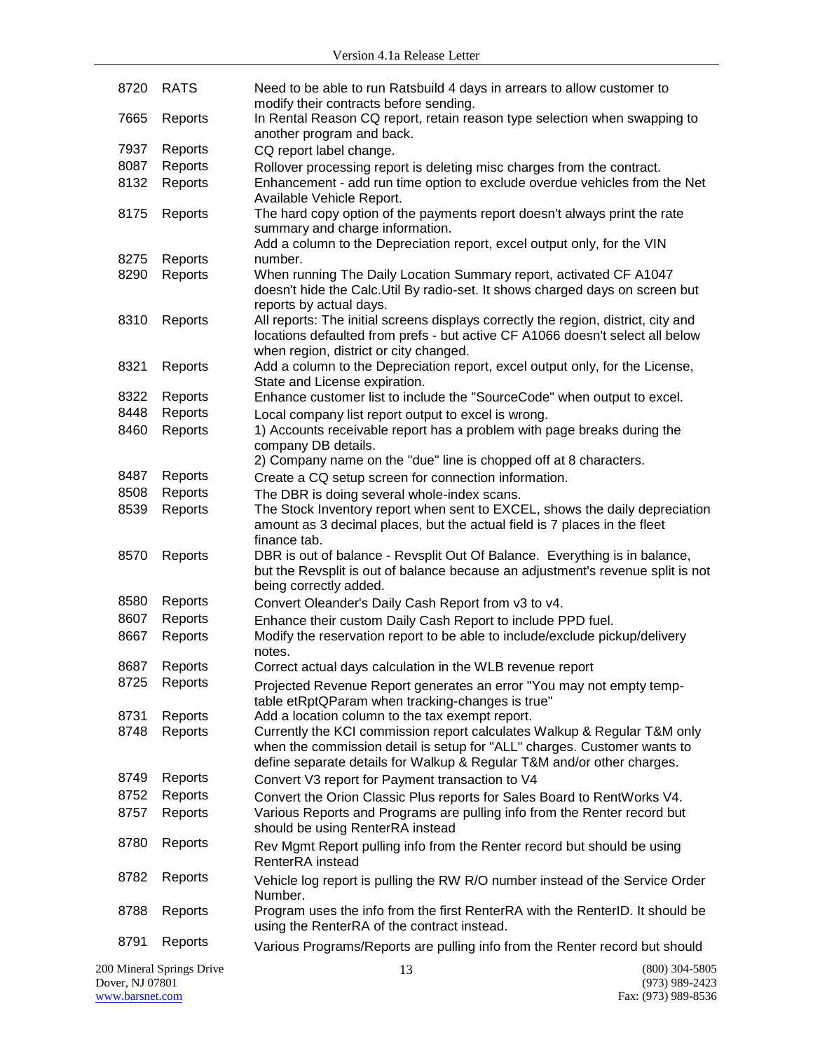| | | |
|---|---|---|
| 8720 | RATS | Need to be able to run Ratsbuild 4 days in arrears to allow customer to modify their contracts before sending. |
| 7665 | Reports | In Rental Reason CQ report, retain reason type selection when swapping to another program and back. |
| 7937 | Reports | CQ report label change. |
| 8087 | Reports | Rollover processing report is deleting misc charges from the contract. |
| 8132 | Reports | Enhancement - add run time option to exclude overdue vehicles from the Net Available Vehicle Report. |
| 8175 | Reports | The hard copy option of the payments report doesn't always print the rate summary and charge information. |
| 8275 | Reports | Add a column to the Depreciation report, excel output only, for the VIN number. |
| 8290 | Reports | When running The Daily Location Summary report, activated CF A1047 doesn't hide the Calc.Util By radio-set. It shows charged days on screen but reports by actual days. |
| 8310 | Reports | All reports: The initial screens displays correctly the region, district, city and locations defaulted from prefs - but active CF A1066 doesn't select all below when region, district or city changed. |
| 8321 | Reports | Add a column to the Depreciation report, excel output only, for the License, State and License expiration. |
| 8322 | Reports | Enhance customer list to include the "SourceCode" when output to excel. |
| 8448 | Reports | Local company list report output to excel is wrong. |
| 8460 | Reports | 1) Accounts receivable report has a problem with page breaks during the company DB details.<br>2) Company name on the "due" line is chopped off at 8 characters. |
| 8487 | Reports | Create a CQ setup screen for connection information. |
| 8508 | Reports | The DBR is doing several whole-index scans. |
| 8539 | Reports | The Stock Inventory report when sent to EXCEL, shows the daily depreciation amount as 3 decimal places, but the actual field is 7 places in the fleet finance tab. |
| 8570 | Reports | DBR is out of balance - Revsplit Out Of Balance. Everything is in balance, but the Revsplit is out of balance because an adjustment's revenue split is not being correctly added. |
| 8580 | Reports | Convert Oleander's Daily Cash Report from v3 to v4. |
| 8607 | Reports | Enhance their custom Daily Cash Report to include PPD fuel. |
| 8667 | Reports | Modify the reservation report to be able to include/exclude pickup/delivery notes. |
| 8687 | Reports | Correct actual days calculation in the WLB revenue report |
| 8725 | Reports | Projected Revenue Report generates an error "You may not empty temp-table etRptQParam when tracking-changes is true" |
| 8731 | Reports | Add a location column to the tax exempt report. |
| 8748 | Reports | Currently the KCI commission report calculates Walkup & Regular T&M only when the commission detail is setup for "ALL" charges. Customer wants to define separate details for Walkup & Regular T&M and/or other charges. |
| 8749 | Reports | Convert V3 report for Payment transaction to V4 |
| 8752 | Reports | Convert the Orion Classic Plus reports for Sales Board to RentWorks V4. |
| 8757 | Reports | Various Reports and Programs are pulling info from the Renter record but should be using RenterRA instead |
| 8780 | Reports | Rev Mgmt Report pulling info from the Renter record but should be using RenterRA instead |
| 8782 | Reports | Vehicle log report is pulling the RW R/O number instead of the Service Order Number. |
| 8788 | Reports | Program uses the info from the first RenterRA with the RenterID. It should be using the RenterRA of the contract instead. |
| 8791 | Reports | Various Programs/Reports are pulling info from the Renter record but should |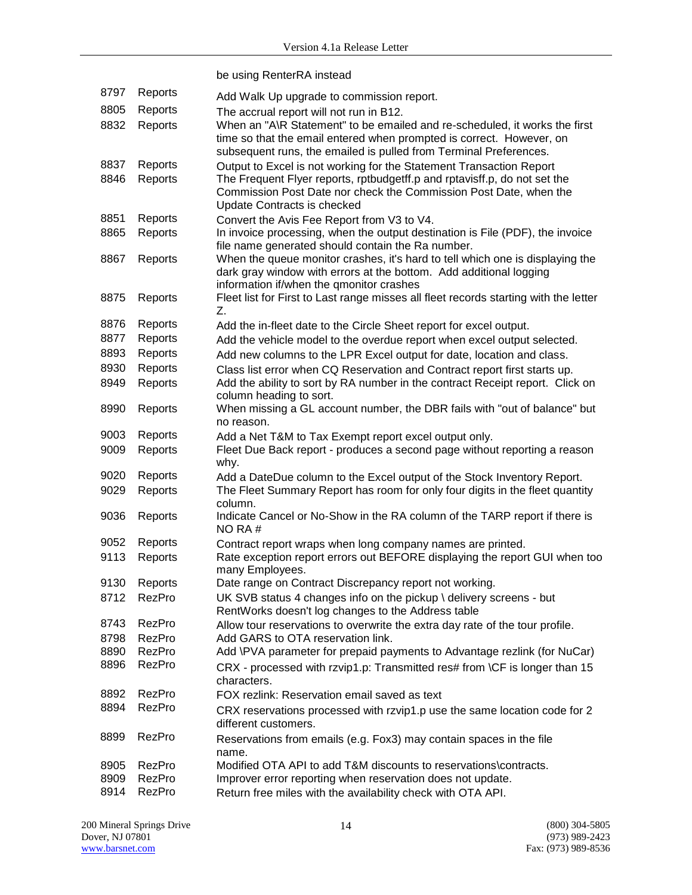| | | be using RenterRA instead |
|---|---|---|
| 8797 | Reports | Add Walk Up upgrade to commission report. |
| 8805 | Reports | The accrual report will not run in B12. |
| 8832 | Reports | When an "A\R Statement" to be emailed and re-scheduled, it works the first time so that the email entered when prompted is correct. However, on subsequent runs, the emailed is pulled from Terminal Preferences. |
| 8837 | Reports | Output to Excel is not working for the Statement Transaction Report |
| 8846 | Reports | The Frequent Flyer reports, rptbudgetff.p and rptavisff.p, do not set the Commission Post Date nor check the Commission Post Date, when the Update Contracts is checked |
| 8851 | Reports | Convert the Avis Fee Report from V3 to V4. |
| 8865 | Reports | In invoice processing, when the output destination is File (PDF), the invoice file name generated should contain the Ra number. |
| 8867 | Reports | When the queue monitor crashes, it's hard to tell which one is displaying the dark gray window with errors at the bottom. Add additional logging information if/when the qmonitor crashes |
| 8875 | Reports | Fleet list for First to Last range misses all fleet records starting with the letter Z. |
| 8876 | Reports | Add the in-fleet date to the Circle Sheet report for excel output. |
| 8877 | Reports | Add the vehicle model to the overdue report when excel output selected. |
| 8893 | Reports | Add new columns to the LPR Excel output for date, location and class. |
| 8930 | Reports | Class list error when CQ Reservation and Contract report first starts up. |
| 8949 | Reports | Add the ability to sort by RA number in the contract Receipt report. Click on column heading to sort. |
| 8990 | Reports | When missing a GL account number, the DBR fails with "out of balance" but no reason. |
| 9003 | Reports | Add a Net T&M to Tax Exempt report excel output only. |
| 9009 | Reports | Fleet Due Back report - produces a second page without reporting a reason why. |
| 9020 | Reports | Add a DateDue column to the Excel output of the Stock Inventory Report. |
| 9029 | Reports | The Fleet Summary Report has room for only four digits in the fleet quantity column. |
| 9036 | Reports | Indicate Cancel or No-Show in the RA column of the TARP report if there is NO RA # |
| 9052 | Reports | Contract report wraps when long company names are printed. |
| 9113 | Reports | Rate exception report errors out BEFORE displaying the report GUI when too many Employees. |
| 9130 | Reports | Date range on Contract Discrepancy report not working. |
| 8712 | RezPro | UK SVB status 4 changes info on the pickup \ delivery screens - but RentWorks doesn't log changes to the Address table |
| 8743 | RezPro | Allow tour reservations to overwrite the extra day rate of the tour profile. |
| 8798 | RezPro | Add GARS to OTA reservation link. |
| 8890 | RezPro | Add \PVA parameter for prepaid payments to Advantage rezlink (for NuCar) |
| 8896 | RezPro | CRX - processed with rzvip1.p: Transmitted res# from \CF is longer than 15 characters. |
| 8892 | RezPro | FOX rezlink: Reservation email saved as text |
| 8894 | RezPro | CRX reservations processed with rzvip1.p use the same location code for 2 different customers. |
| 8899 | RezPro | Reservations from emails (e.g. Fox3) may contain spaces in the file name. |
| 8905 | RezPro | Modified OTA API to add T&M discounts to reservations\contracts. |
| 8909 | RezPro | Improver error reporting when reservation does not update. |
| 8914 | RezPro | Return free miles with the availability check with OTA API. |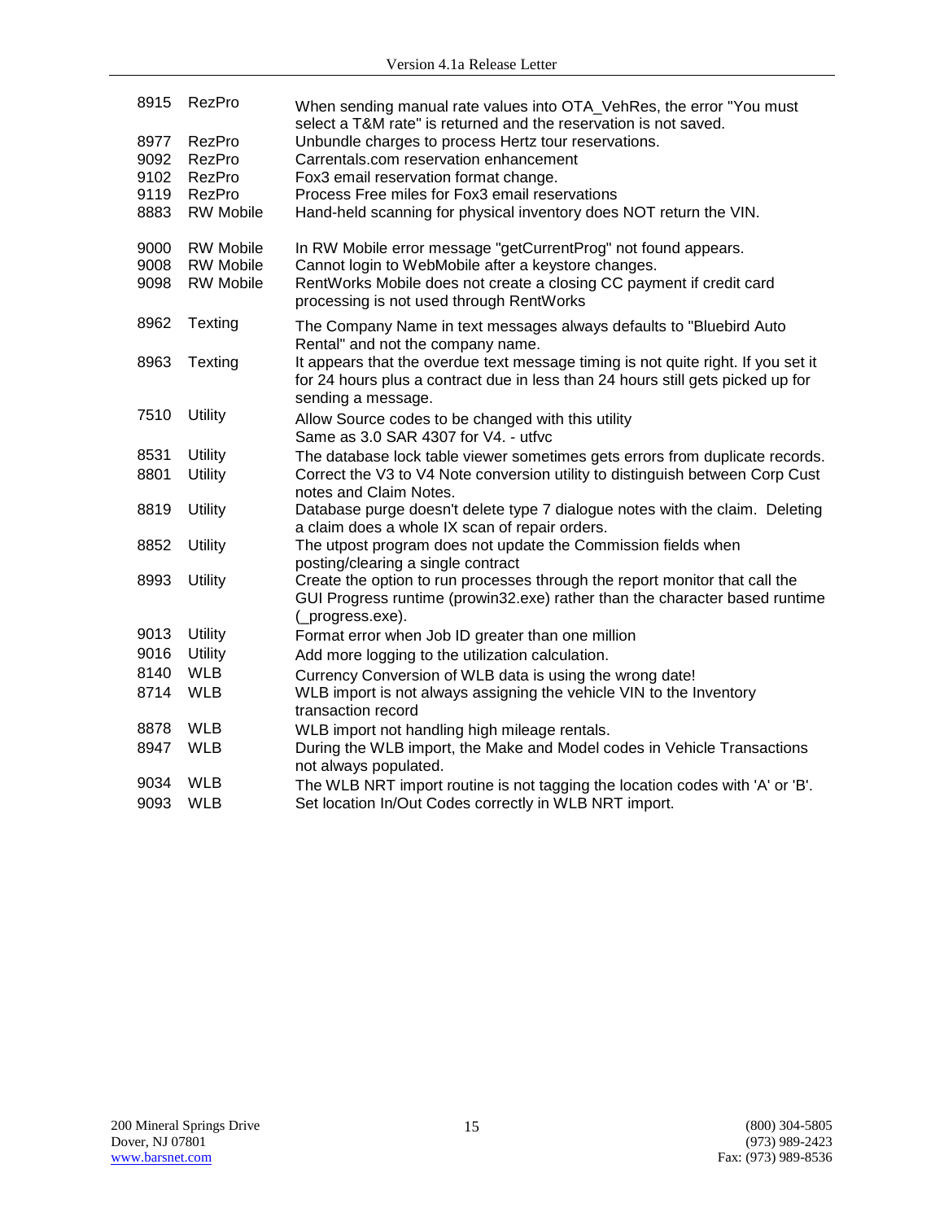| | | |
|---|---|---|
| 8915 | RezPro | When sending manual rate values into OTA_VehRes, the error "You must select a T&M rate" is returned and the reservation is not saved. |
| 8977 | RezPro | Unbundle charges to process Hertz tour reservations. |
| 9092 | RezPro | Carrentals.com reservation enhancement |
| 9102 | RezPro | Fox3 email reservation format change. |
| 9119 | RezPro | Process Free miles for Fox3 email reservations |
| 8883 | RW Mobile | Hand-held scanning for physical inventory does NOT return the VIN. |
| 9000 | RW Mobile | In RW Mobile error message "getCurrentProg" not found appears. |
| 9008 | RW Mobile | Cannot login to WebMobile after a keystore changes. |
| 9098 | RW Mobile | RentWorks Mobile does not create a closing CC payment if credit card processing is not used through RentWorks |
| 8962 | Texting | The Company Name in text messages always defaults to "Bluebird Auto Rental" and not the company name. |
| 8963 | Texting | It appears that the overdue text message timing is not quite right. If you set it for 24 hours plus a contract due in less than 24 hours still gets picked up for sending a message. |
| 7510 | Utility | Allow Source codes to be changed with this utility<br>Same as 3.0 SAR 4307 for V4. - utfvc |
| 8531 | Utility | The database lock table viewer sometimes gets errors from duplicate records. |
| 8801 | Utility | Correct the V3 to V4 Note conversion utility to distinguish between Corp Cust notes and Claim Notes. |
| 8819 | Utility | Database purge doesn't delete type 7 dialogue notes with the claim. Deleting a claim does a whole IX scan of repair orders. |
| 8852 | Utility | The utpost program does not update the Commission fields when posting/clearing a single contract |
| 8993 | Utility | Create the option to run processes through the report monitor that call the GUI Progress runtime (prowin32.exe) rather than the character based runtime (_progress.exe). |
| 9013 | Utility | Format error when Job ID greater than one million |
| 9016 | Utility | Add more logging to the utilization calculation. |
| 8140 | WLB | Currency Conversion of WLB data is using the wrong date! |
| 8714 | WLB | WLB import is not always assigning the vehicle VIN to the Inventory transaction record |
| 8878 | WLB | WLB import not handling high mileage rentals. |
| 8947 | WLB | During the WLB import, the Make and Model codes in Vehicle Transactions not always populated. |
| 9034 | WLB | The WLB NRT import routine is not tagging the location codes with 'A' or 'B'. |
| 9093 | WLB | Set location In/Out Codes correctly in WLB NRT import. |

200 Mineral Springs Drive
Dover, NJ 07801
www.barsnet.com

(800) 304-5805
(973) 989-2423
Fax: (973) 989-8536